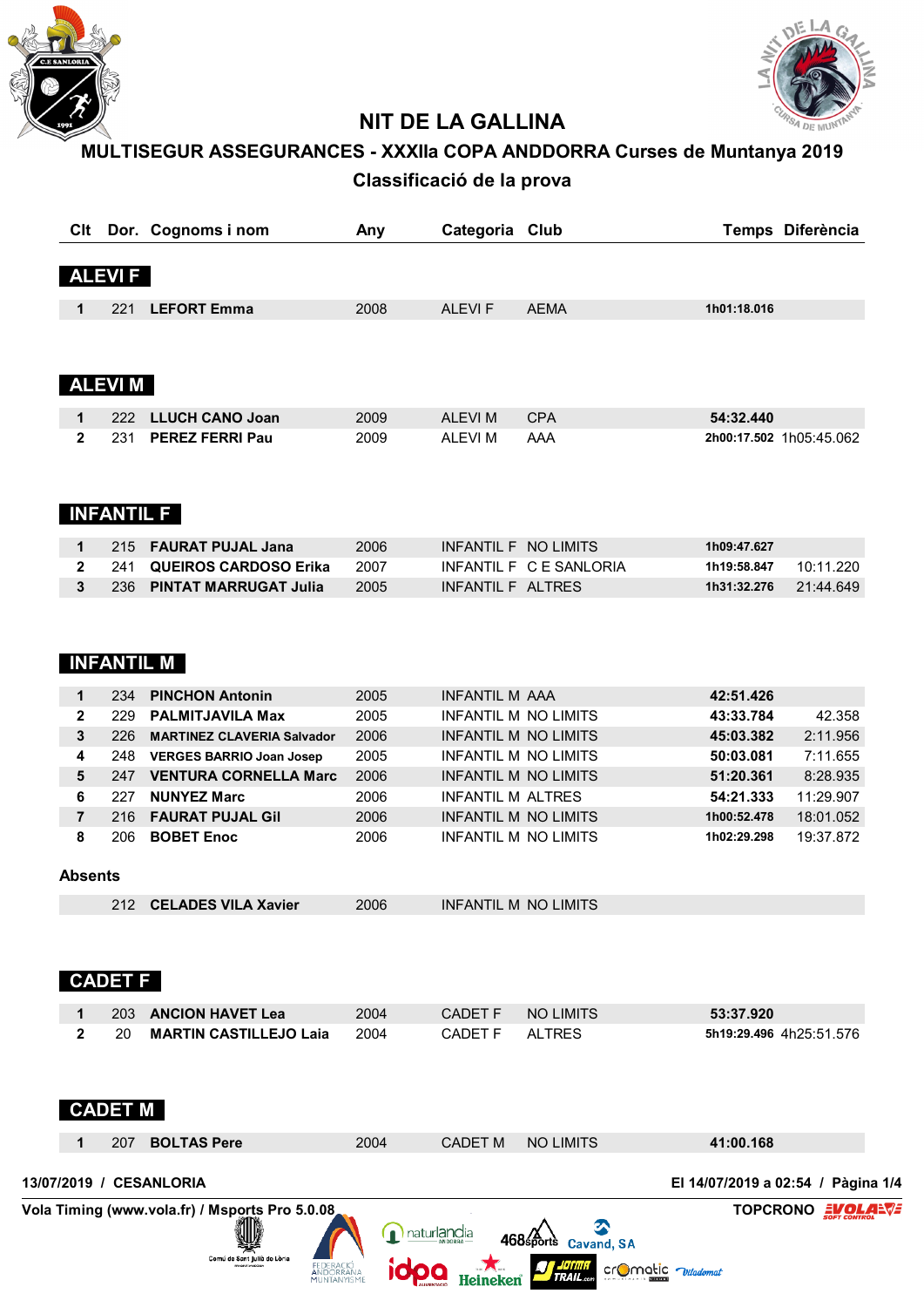# NIT DE LA GALLINA

## MULTISEGUR ASSEGURANCES - XXXIIa COPA ANDDORRA Curses de Muntanya 2019

### Classificació de la prova

| Clt | Dor. | Cognoms i nom | Any | Categoria | Club | Temps | Diferència |
|---|---|---|---|---|---|---|---|
| **ALEVI F** | | | | | | | |
| 1 | 221 | **LEFORT Emma** | 2008 | ALEVI F | AEMA | **1h01:18.016** | |
| **ALEVI M** | | | | | | | |
| 1 | 222 | **LLUCH CANO Joan** | 2009 | ALEVI M | CPA | **54:32.440** | |
| 2 | 231 | **PEREZ FERRI Pau** | 2009 | ALEVI M | AAA | **2h00:17.502** | 1h05:45.062 |
| **INFANTIL F** | | | | | | | |
| 1 | 215 | **FAURAT PUJAL Jana** | 2006 | INFANTIL F | NO LIMITS | **1h09:47.627** | |
| 2 | 241 | **QUEIROS CARDOSO Erika** | 2007 | INFANTIL F | C E SANLORIA | **1h19:58.847** | 10:11.220 |
| 3 | 236 | **PINTAT MARRUGAT Julia** | 2005 | INFANTIL F | ALTRES | **1h31:32.276** | 21:44.649 |
| **INFANTIL M** | | | | | | | |
| 1 | 234 | **PINCHON Antonin** | 2005 | INFANTIL M | AAA | **42:51.426** | |
| 2 | 229 | **PALMITJAVILA Max** | 2005 | INFANTIL M | NO LIMITS | **43:33.784** | 42.358 |
| 3 | 226 | **MARTINEZ CLAVERIA Salvador** | 2006 | INFANTIL M | NO LIMITS | **45:03.382** | 2:11.956 |
| 4 | 248 | **VERGES BARRIO Joan Josep** | 2005 | INFANTIL M | NO LIMITS | **50:03.081** | 7:11.655 |
| 5 | 247 | **VENTURA CORNELLA Marc** | 2006 | INFANTIL M | NO LIMITS | **51:20.361** | 8:28.935 |
| 6 | 227 | **NUNYEZ Marc** | 2006 | INFANTIL M | ALTRES | **54:21.333** | 11:29.907 |
| 7 | 216 | **FAURAT PUJAL Gil** | 2006 | INFANTIL M | NO LIMITS | **1h00:52.478** | 18:01.052 |
| 8 | 206 | **BOBET Enoc** | 2006 | INFANTIL M | NO LIMITS | **1h02:29.298** | 19:37.872 |
| **Absents** | | | | | | | |
| | 212 | **CELADES VILA Xavier** | 2006 | INFANTIL M | NO LIMITS | | |
| **CADET F** | | | | | | | |
| 1 | 203 | **ANCION HAVET Lea** | 2004 | CADET F | NO LIMITS | **53:37.920** | |
| 2 | 20 | **MARTIN CASTILLEJO Laia** | 2004 | CADET F | ALTRES | **5h19:29.496** | 4h25:51.576 |
| **CADET M** | | | | | | | |
| 1 | 207 | **BOLTAS Pere** | 2004 | CADET M | NO LIMITS | **41:00.168** | |

13/07/2019 / CESANLORIA — El 14/07/2019 a 02:54

Vola Timing (www.vola.fr) / Msports Pro 5.0.08 — TOPCRONO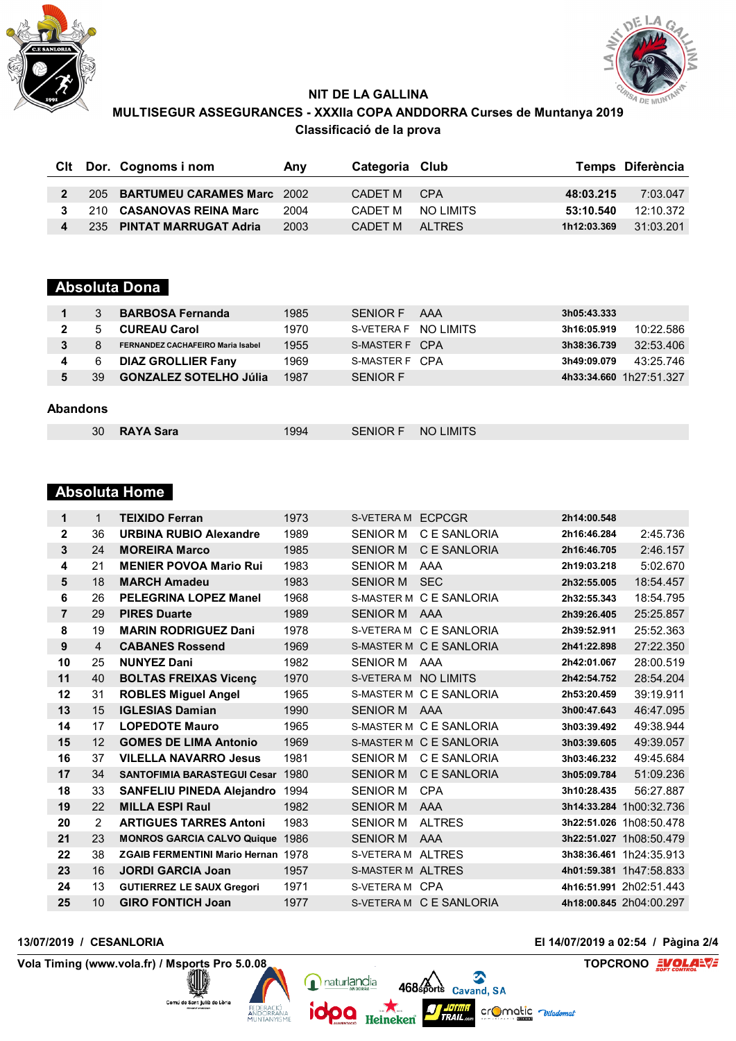# NIT DE LA GALLINA

## MULTISEGUR ASSEGURANCES - XXXIIa COPA ANDDORRA Curses de Muntanya 2019

### Classificació de la prova

| Clt | Dor. | Cognoms i nom | Any | Categoria | Club | Temps | Diferència |
|---|---|---|---|---|---|---|---|
| 2 | 205 | BARTUMEU CARAMES Marc | 2002 | CADET M | CPA | 48:03.215 | 7:03.047 |
| 3 | 210 | CASANOVAS REINA Marc | 2004 | CADET M | NO LIMITS | 53:10.540 | 12:10.372 |
| 4 | 235 | PINTAT MARRUGAT Adria | 2003 | CADET M | ALTRES | 1h12:03.369 | 31:03.201 |

## Absoluta Dona

| Clt | Dor. | Cognoms i nom | Any | Categoria | Club | Temps | Diferència |
|---|---|---|---|---|---|---|---|
| 1 | 3 | BARBOSA Fernanda | 1985 | SENIOR F | AAA | 3h05:43.333 | |
| 2 | 5 | CUREAU Carol | 1970 | S-VETERA F | NO LIMITS | 3h16:05.919 | 10:22.586 |
| 3 | 8 | FERNANDEZ CACHAFEIRO Maria Isabel | 1955 | S-MASTER F | CPA | 3h38:36.739 | 32:53.406 |
| 4 | 6 | DIAZ GROLLIER Fany | 1969 | S-MASTER F | CPA | 3h49:09.079 | 43:25.746 |
| 5 | 39 | GONZALEZ SOTELHO Júlia | 1987 | SENIOR F | | 4h33:34.660 | 1h27:51.327 |

### Abandons

| Clt | Dor. | Cognoms i nom | Any | Categoria | Club | Temps | Diferència |
|---|---|---|---|---|---|---|---|
| | 30 | RAYA Sara | 1994 | SENIOR F | NO LIMITS | | |

## Absoluta Home

| Clt | Dor. | Cognoms i nom | Any | Categoria | Club | Temps | Diferència |
|---|---|---|---|---|---|---|---|
| 1 | 1 | TEIXIDO Ferran | 1973 | S-VETERA M | ECPCGR | 2h14:00.548 | |
| 2 | 36 | URBINA RUBIO Alexandre | 1989 | SENIOR M | C E SANLORIA | 2h16:46.284 | 2:45.736 |
| 3 | 24 | MOREIRA Marco | 1985 | SENIOR M | C E SANLORIA | 2h16:46.705 | 2:46.157 |
| 4 | 21 | MENIER POVOA Mario Rui | 1983 | SENIOR M | AAA | 2h19:03.218 | 5:02.670 |
| 5 | 18 | MARCH Amadeu | 1983 | SENIOR M | SEC | 2h32:55.005 | 18:54.457 |
| 6 | 26 | PELEGRINA LOPEZ Manel | 1968 | S-MASTER M | C E SANLORIA | 2h32:55.343 | 18:54.795 |
| 7 | 29 | PIRES Duarte | 1989 | SENIOR M | AAA | 2h39:26.405 | 25:25.857 |
| 8 | 19 | MARIN RODRIGUEZ Dani | 1978 | S-VETERA M | C E SANLORIA | 2h39:52.911 | 25:52.363 |
| 9 | 4 | CABANES Rossend | 1969 | S-MASTER M | C E SANLORIA | 2h41:22.898 | 27:22.350 |
| 10 | 25 | NUNYEZ Dani | 1982 | SENIOR M | AAA | 2h42:01.067 | 28:00.519 |
| 11 | 40 | BOLTAS FREIXAS Vicenç | 1970 | S-VETERA M | NO LIMITS | 2h42:54.752 | 28:54.204 |
| 12 | 31 | ROBLES Miguel Angel | 1965 | S-MASTER M | C E SANLORIA | 2h53:20.459 | 39:19.911 |
| 13 | 15 | IGLESIAS Damian | 1990 | SENIOR M | AAA | 3h00:47.643 | 46:47.095 |
| 14 | 17 | LOPEDOTE Mauro | 1965 | S-MASTER M | C E SANLORIA | 3h03:39.492 | 49:38.944 |
| 15 | 12 | GOMES DE LIMA Antonio | 1969 | S-MASTER M | C E SANLORIA | 3h03:39.605 | 49:39.057 |
| 16 | 37 | VILELLA NAVARRO Jesus | 1981 | SENIOR M | C E SANLORIA | 3h03:46.232 | 49:45.684 |
| 17 | 34 | SANTOFIMIA BARASTEGUI Cesar | 1980 | SENIOR M | C E SANLORIA | 3h05:09.784 | 51:09.236 |
| 18 | 33 | SANFELIU PINEDA Alejandro | 1994 | SENIOR M | CPA | 3h10:28.435 | 56:27.887 |
| 19 | 22 | MILLA ESPI Raul | 1982 | SENIOR M | AAA | 3h14:33.284 | 1h00:32.736 |
| 20 | 2 | ARTIGUES TARRES Antoni | 1983 | SENIOR M | ALTRES | 3h22:51.026 | 1h08:50.478 |
| 21 | 23 | MONROS GARCIA CALVO Quique | 1986 | SENIOR M | AAA | 3h22:51.027 | 1h08:50.479 |
| 22 | 38 | ZGAIB FERMENTINI Mario Hernan | 1978 | S-VETERA M | ALTRES | 3h38:36.461 | 1h24:35.913 |
| 23 | 16 | JORDI GARCIA Joan | 1957 | S-MASTER M | ALTRES | 4h01:59.381 | 1h47:58.833 |
| 24 | 13 | GUTIERREZ LE SAUX Gregori | 1971 | S-VETERA M | CPA | 4h16:51.991 | 2h02:51.443 |
| 25 | 10 | GIRO FONTICH Joan | 1977 | S-VETERA M | C E SANLORIA | 4h18:00.845 | 2h04:00.297 |

13/07/2019 / CESANLORIA — El 14/07/2019 a 02:54

Vola Timing (www.vola.fr) / Msports Pro 5.0.08 — TOPCRONO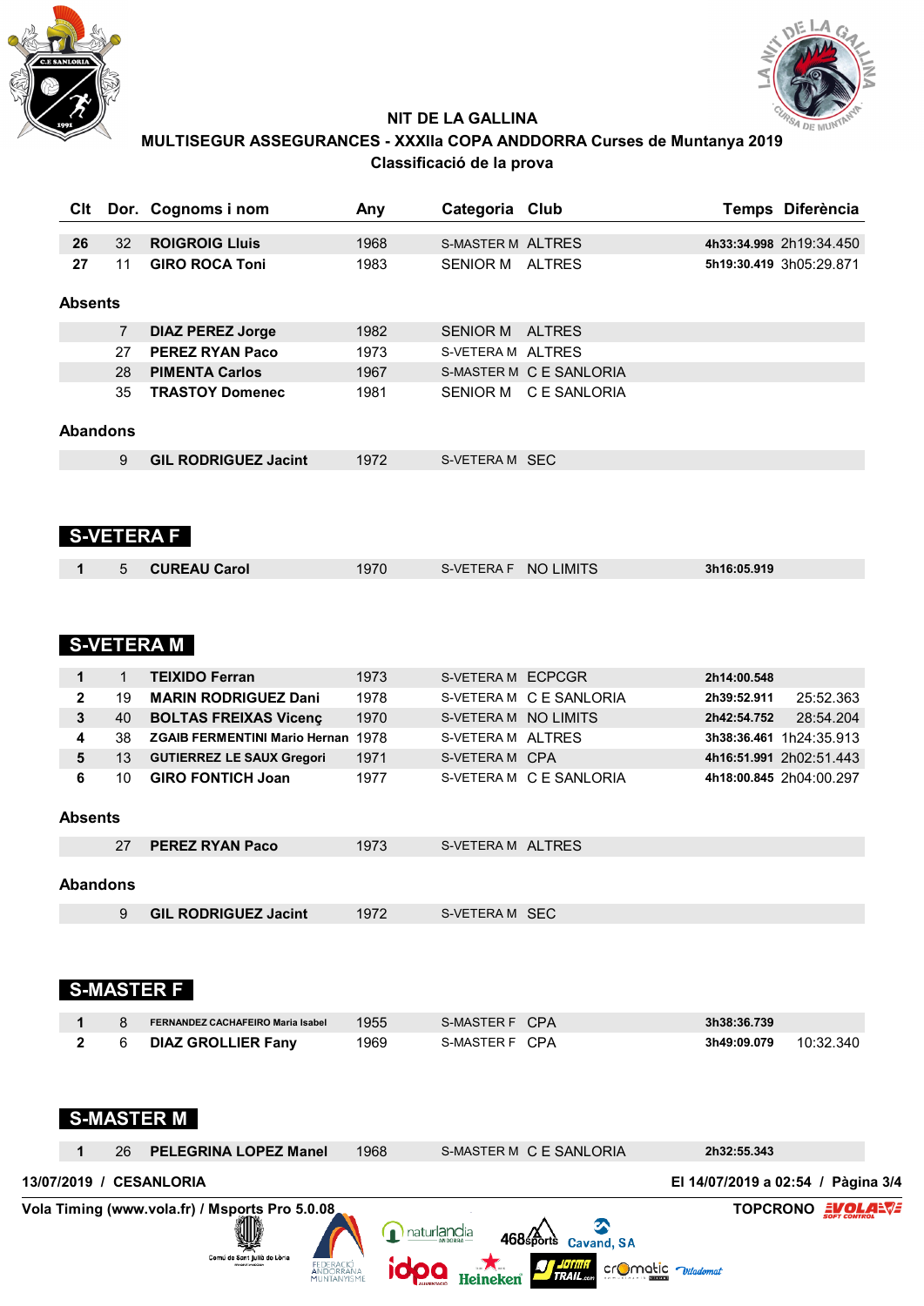NIT DE LA GALLINA

MULTISEGUR ASSEGURANCES - XXXIIa COPA ANDDORRA Curses de Muntanya 2019

Classificació de la prova

| Clt | Dor. | Cognoms i nom | Any | Categoria | Club | Temps | Diferència |
|---|---|---|---|---|---|---|---|
| 26 | 32 | ROIGROIG Lluis | 1968 | S-MASTER M | ALTRES | 4h33:34.998 | 2h19:34.450 |
| 27 | 11 | GIRO ROCA Toni | 1983 | SENIOR M | ALTRES | 5h19:30.419 | 3h05:29.871 |

**Absents**

| Dor. | Cognoms i nom | Any | Categoria | Club |
|---|---|---|---|---|
| 7 | DIAZ PEREZ Jorge | 1982 | SENIOR M | ALTRES |
| 27 | PEREZ RYAN Paco | 1973 | S-VETERA M | ALTRES |
| 28 | PIMENTA Carlos | 1967 | S-MASTER M | C E SANLORIA |
| 35 | TRASTOY Domenec | 1981 | SENIOR M | C E SANLORIA |

**Abandons**

| Dor. | Cognoms i nom | Any | Categoria | Club |
|---|---|---|---|---|
| 9 | GIL RODRIGUEZ Jacint | 1972 | S-VETERA M | SEC |

## S-VETERA F

| Clt | Dor. | Cognoms i nom | Any | Categoria | Club | Temps | Diferència |
|---|---|---|---|---|---|---|---|
| 1 | 5 | CUREAU Carol | 1970 | S-VETERA F | NO LIMITS | 3h16:05.919 | |

## S-VETERA M

| Clt | Dor. | Cognoms i nom | Any | Categoria | Club | Temps | Diferència |
|---|---|---|---|---|---|---|---|
| 1 | 1 | TEIXIDO Ferran | 1973 | S-VETERA M | ECPCGR | 2h14:00.548 | |
| 2 | 19 | MARIN RODRIGUEZ Dani | 1978 | S-VETERA M | C E SANLORIA | 2h39:52.911 | 25:52.363 |
| 3 | 40 | BOLTAS FREIXAS Vicenç | 1970 | S-VETERA M | NO LIMITS | 2h42:54.752 | 28:54.204 |
| 4 | 38 | ZGAIB FERMENTINI Mario Hernan | 1978 | S-VETERA M | ALTRES | 3h38:36.461 | 1h24:35.913 |
| 5 | 13 | GUTIERREZ LE SAUX Gregori | 1971 | S-VETERA M | CPA | 4h16:51.991 | 2h02:51.443 |
| 6 | 10 | GIRO FONTICH Joan | 1977 | S-VETERA M | C E SANLORIA | 4h18:00.845 | 2h04:00.297 |

**Absents**

| Dor. | Cognoms i nom | Any | Categoria | Club |
|---|---|---|---|---|
| 27 | PEREZ RYAN Paco | 1973 | S-VETERA M | ALTRES |

**Abandons**

| Dor. | Cognoms i nom | Any | Categoria | Club |
|---|---|---|---|---|
| 9 | GIL RODRIGUEZ Jacint | 1972 | S-VETERA M | SEC |

## S-MASTER F

| Clt | Dor. | Cognoms i nom | Any | Categoria | Club | Temps | Diferència |
|---|---|---|---|---|---|---|---|
| 1 | 8 | FERNANDEZ CACHAFEIRO Maria Isabel | 1955 | S-MASTER F | CPA | 3h38:36.739 | |
| 2 | 6 | DIAZ GROLLIER Fany | 1969 | S-MASTER F | CPA | 3h49:09.079 | 10:32.340 |

## S-MASTER M

| Clt | Dor. | Cognoms i nom | Any | Categoria | Club | Temps | Diferència |
|---|---|---|---|---|---|---|---|
| 1 | 26 | PELEGRINA LOPEZ Manel | 1968 | S-MASTER M | C E SANLORIA | 2h32:55.343 | |

13/07/2019 / CESANLORIA — El 14/07/2019 a 02:54

Vola Timing (www.vola.fr) / Msports Pro 5.0.08 — TOPCRONO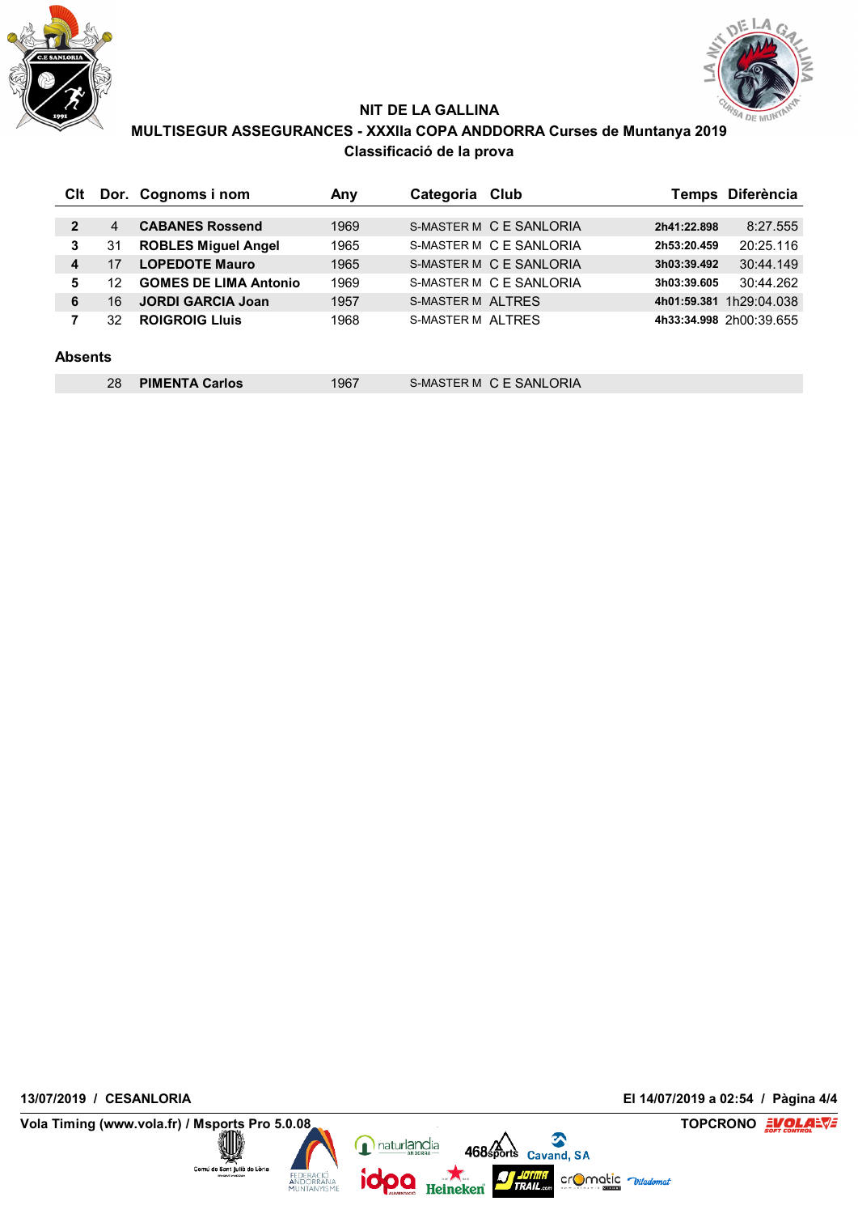**NIT DE LA GALLINA**

**MULTISEGUR ASSEGURANCES - XXXIIa COPA ANDDORRA Curses de Muntanya 2019**

**Classificació de la prova**

| Clt | Dor. | Cognoms i nom | Any | Categoria | Club | Temps | Diferència |
|---|---|---|---|---|---|---|---|
| 2 | 4 | **CABANES Rossend** | 1969 | S-MASTER M | C E SANLORIA | 2h41:22.898 | 8:27.555 |
| 3 | 31 | **ROBLES Miguel Angel** | 1965 | S-MASTER M | C E SANLORIA | 2h53:20.459 | 20:25.116 |
| 4 | 17 | **LOPEDOTE Mauro** | 1965 | S-MASTER M | C E SANLORIA | 3h03:39.492 | 30:44.149 |
| 5 | 12 | **GOMES DE LIMA Antonio** | 1969 | S-MASTER M | C E SANLORIA | 3h03:39.605 | 30:44.262 |
| 6 | 16 | **JORDI GARCIA Joan** | 1957 | S-MASTER M | ALTRES | 4h01:59.381 | 1h29:04.038 |
| 7 | 32 | **ROIGROIG Lluis** | 1968 | S-MASTER M | ALTRES | 4h33:34.998 | 2h00:39.655 |

**Absents**

| | | | | | |
|---|---|---|---|---|---|
| 28 | **PIMENTA Carlos** | 1967 | S-MASTER M | C E SANLORIA | |

**13/07/2019 / CESANLORIA** — **El 14/07/2019 a 02:54**

**Vola Timing (www.vola.fr) / Msports Pro 5.0.08** — **TOPCRONO**